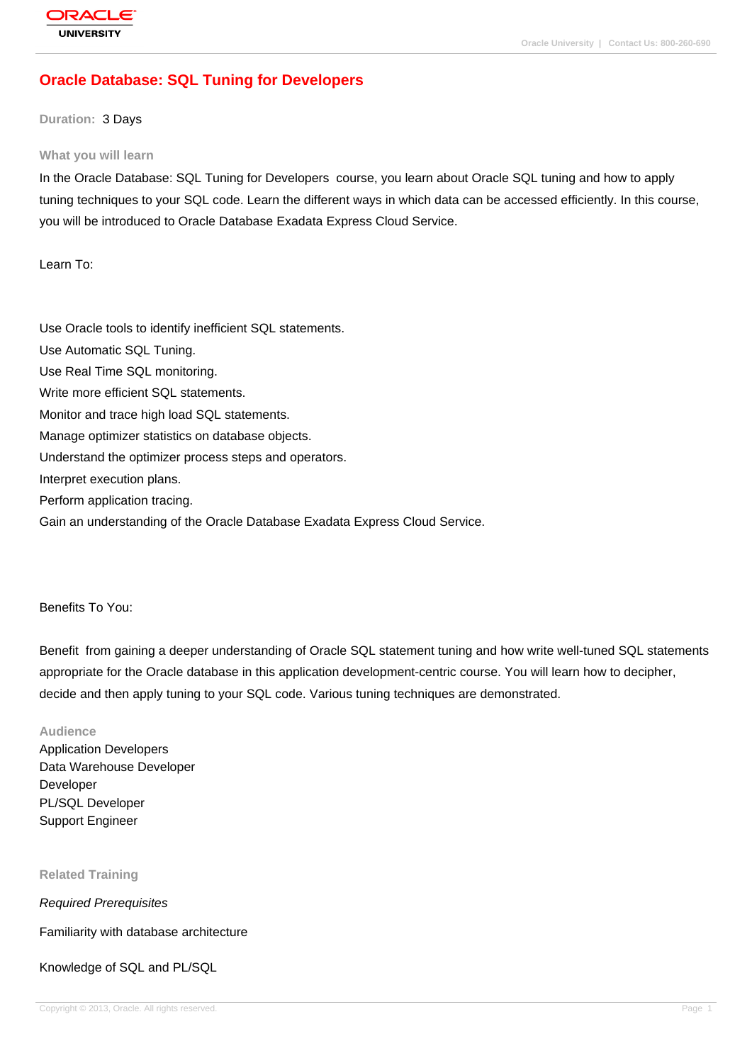# Oracle Database: SQL Tuning for Developers

**Duration:** 3 Days

## What you will learn

In the Oracle Database: SQL Tuning for Developers  course, you learn about Oracle SQL tuning and how to apply tuning techniques to your SQL code. Learn the different ways in which data can be accessed efficiently. In this course, you will be introduced to Oracle Database Exadata Express Cloud Service.

Learn To:

Use Oracle tools to identify inefficient SQL statements.
Use Automatic SQL Tuning.
Use Real Time SQL monitoring.
Write more efficient SQL statements.
Monitor and trace high load SQL statements.
Manage optimizer statistics on database objects.
Understand the optimizer process steps and operators.
Interpret execution plans.
Perform application tracing.
Gain an understanding of the Oracle Database Exadata Express Cloud Service.

Benefits To You:

Benefit  from gaining a deeper understanding of Oracle SQL statement tuning and how write well-tuned SQL statements appropriate for the Oracle database in this application development-centric course. You will learn how to decipher, decide and then apply tuning to your SQL code. Various tuning techniques are demonstrated.

## Audience

Application Developers
Data Warehouse Developer
Developer
PL/SQL Developer
Support Engineer

## Related Training

*Required Prerequisites*

Familiarity with database architecture

Knowledge of SQL and PL/SQL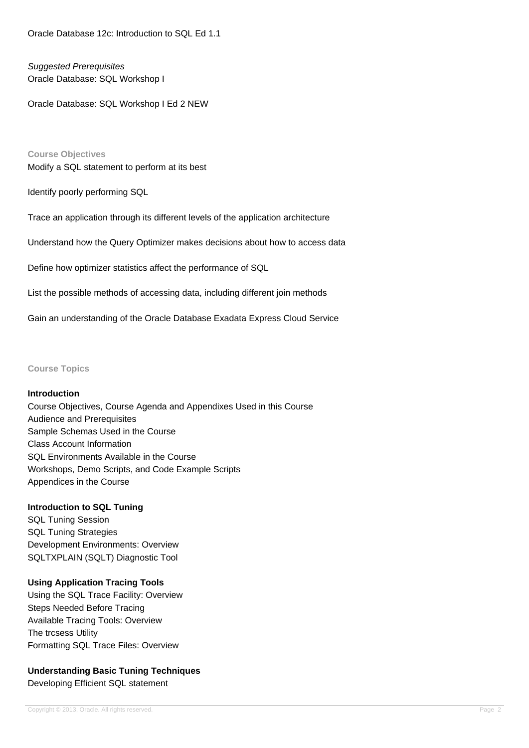Oracle Database 12c: Introduction to SQL Ed 1.1

*Suggested Prerequisites*
Oracle Database: SQL Workshop I

Oracle Database: SQL Workshop I Ed 2 NEW

## Course Objectives

Modify a SQL statement to perform at its best

Identify poorly performing SQL

Trace an application through its different levels of the application architecture

Understand how the Query Optimizer makes decisions about how to access data

Define how optimizer statistics affect the performance of SQL

List the possible methods of accessing data, including different join methods

Gain an understanding of the Oracle Database Exadata Express Cloud Service

## Course Topics

### Introduction

Course Objectives, Course Agenda and Appendixes Used in this Course
Audience and Prerequisites
Sample Schemas Used in the Course
Class Account Information
SQL Environments Available in the Course
Workshops, Demo Scripts, and Code Example Scripts
Appendices in the Course

### Introduction to SQL Tuning

SQL Tuning Session
SQL Tuning Strategies
Development Environments: Overview
SQLTXPLAIN (SQLT) Diagnostic Tool

### Using Application Tracing Tools

Using the SQL Trace Facility: Overview
Steps Needed Before Tracing
Available Tracing Tools: Overview
The trcsess Utility
Formatting SQL Trace Files: Overview

### Understanding Basic Tuning Techniques

Developing Efficient SQL statement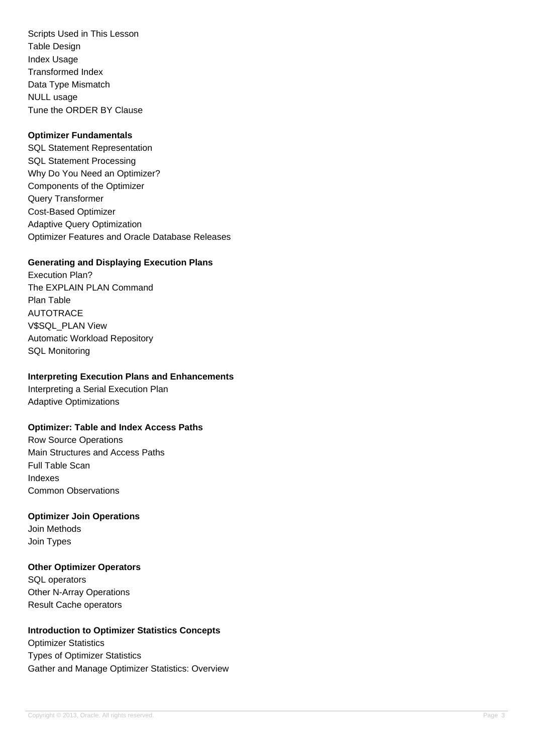Scripts Used in This Lesson
Table Design
Index Usage
Transformed Index
Data Type Mismatch
NULL usage
Tune the ORDER BY Clause

**Optimizer Fundamentals**

SQL Statement Representation
SQL Statement Processing
Why Do You Need an Optimizer?
Components of the Optimizer
Query Transformer
Cost-Based Optimizer
Adaptive Query Optimization
Optimizer Features and Oracle Database Releases

**Generating and Displaying Execution Plans**

Execution Plan?
The EXPLAIN PLAN Command
Plan Table
AUTOTRACE
V$SQL_PLAN View
Automatic Workload Repository
SQL Monitoring

**Interpreting Execution Plans and Enhancements**

Interpreting a Serial Execution Plan
Adaptive Optimizations

**Optimizer: Table and Index Access Paths**

Row Source Operations
Main Structures and Access Paths
Full Table Scan
Indexes
Common Observations

**Optimizer Join Operations**

Join Methods
Join Types

**Other Optimizer Operators**

SQL operators
Other N-Array Operations
Result Cache operators

**Introduction to Optimizer Statistics Concepts**

Optimizer Statistics
Types of Optimizer Statistics
Gather and Manage Optimizer Statistics: Overview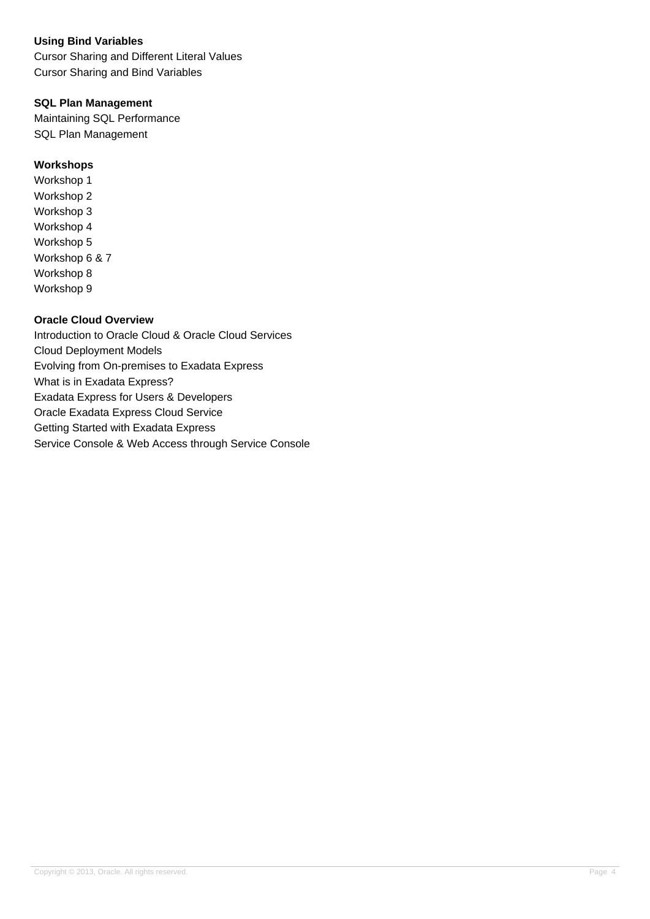**Using Bind Variables**

Cursor Sharing and Different Literal Values
Cursor Sharing and Bind Variables

**SQL Plan Management**

Maintaining SQL Performance
SQL Plan Management

**Workshops**

Workshop 1
Workshop 2
Workshop 3
Workshop 4
Workshop 5
Workshop 6 & 7
Workshop 8
Workshop 9

**Oracle Cloud Overview**

Introduction to Oracle Cloud & Oracle Cloud Services
Cloud Deployment Models
Evolving from On-premises to Exadata Express
What is in Exadata Express?
Exadata Express for Users & Developers
Oracle Exadata Express Cloud Service
Getting Started with Exadata Express
Service Console & Web Access through Service Console